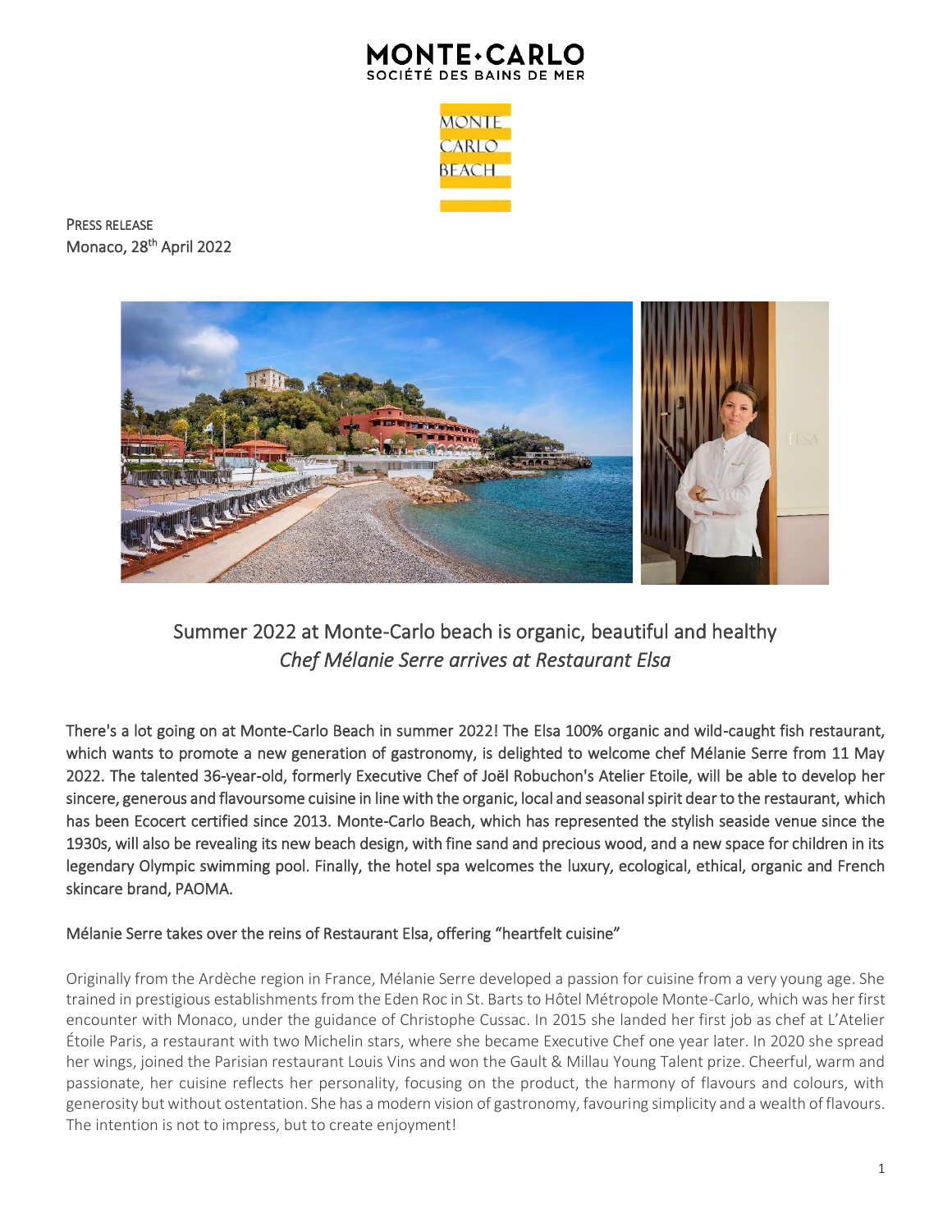# MONTE-CARLO

SOCIÉTÉ DES BAINS DE MER

MONTE CARLO BEACH

PRESS RELEASE

Monaco, 28th April 2022

## Summer 2022 at Monte-Carlo beach is organic, beautiful and healthy

### *Chef Mélanie Serre arrives at Restaurant Elsa*

There's a lot going on at Monte-Carlo Beach in summer 2022! The Elsa 100% organic and wild-caught fish restaurant, which wants to promote a new generation of gastronomy, is delighted to welcome chef Mélanie Serre from 11 May 2022. The talented 36-year-old, formerly Executive Chef of Joël Robuchon's Atelier Etoile, will be able to develop her sincere, generous and flavoursome cuisine in line with the organic, local and seasonal spirit dear to the restaurant, which has been Ecocert certified since 2013. Monte-Carlo Beach, which has represented the stylish seaside venue since the 1930s, will also be revealing its new beach design, with fine sand and precious wood, and a new space for children in its legendary Olympic swimming pool. Finally, the hotel spa welcomes the luxury, ecological, ethical, organic and French skincare brand, PAOMA.

### Mélanie Serre takes over the reins of Restaurant Elsa, offering "heartfelt cuisine"

Originally from the Ardèche region in France, Mélanie Serre developed a passion for cuisine from a very young age. She trained in prestigious establishments from the Eden Roc in St. Barts to Hôtel Métropole Monte-Carlo, which was her first encounter with Monaco, under the guidance of Christophe Cussac. In 2015 she landed her first job as chef at L'Atelier Étoile Paris, a restaurant with two Michelin stars, where she became Executive Chef one year later. In 2020 she spread her wings, joined the Parisian restaurant Louis Vins and won the Gault & Millau Young Talent prize. Cheerful, warm and passionate, her cuisine reflects her personality, focusing on the product, the harmony of flavours and colours, with generosity but without ostentation. She has a modern vision of gastronomy, favouring simplicity and a wealth of flavours. The intention is not to impress, but to create enjoyment!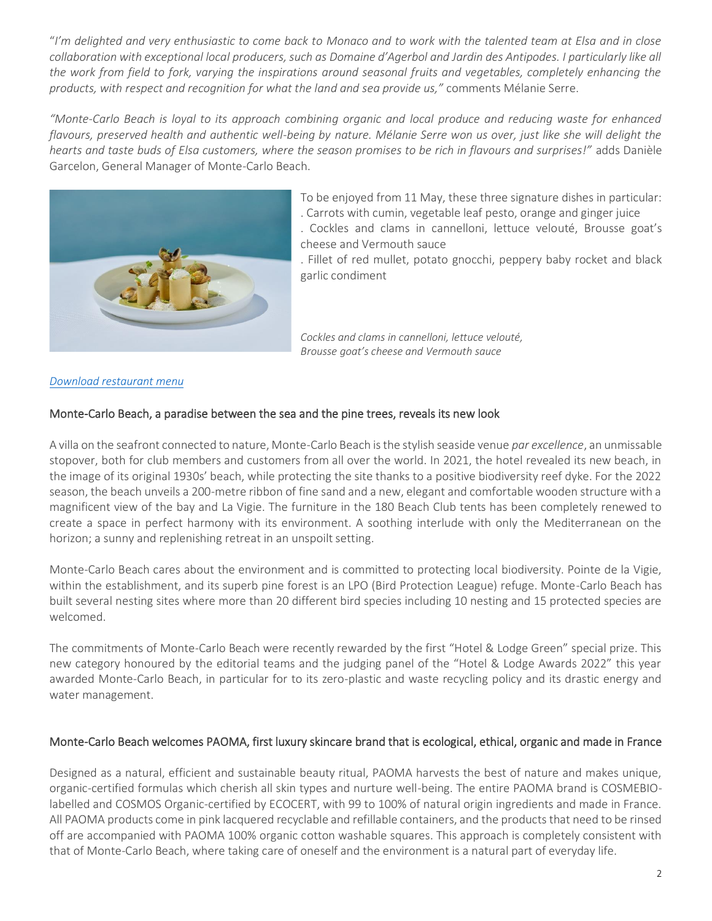"*I'm delighted and very enthusiastic to come back to Monaco and to work with the talented team at Elsa and in close collaboration with exceptional local producers, such as Domaine d'Agerbol and Jardin des Antipodes. I particularly like all the work from field to fork, varying the inspirations around seasonal fruits and vegetables, completely enhancing the products, with respect and recognition for what the land and sea provide us,"* comments Mélanie Serre.

*"Monte-Carlo Beach is loyal to its approach combining organic and local produce and reducing waste for enhanced flavours, preserved health and authentic well-being by nature. Mélanie Serre won us over, just like she will delight the hearts and taste buds of Elsa customers, where the season promises to be rich in flavours and surprises!"* adds Danièle Garcelon, General Manager of Monte-Carlo Beach.

To be enjoyed from 11 May, these three signature dishes in particular:

. Carrots with cumin, vegetable leaf pesto, orange and ginger juice

. Cockles and clams in cannelloni, lettuce velouté, Brousse goat's cheese and Vermouth sauce

. Fillet of red mullet, potato gnocchi, peppery baby rocket and black garlic condiment

*Cockles and clams in cannelloni, lettuce velouté, Brousse goat's cheese and Vermouth sauce*

*Download restaurant menu*

## Monte-Carlo Beach, a paradise between the sea and the pine trees, reveals its new look

A villa on the seafront connected to nature, Monte-Carlo Beach is the stylish seaside venue *par excellence*, an unmissable stopover, both for club members and customers from all over the world. In 2021, the hotel revealed its new beach, in the image of its original 1930s' beach, while protecting the site thanks to a positive biodiversity reef dyke. For the 2022 season, the beach unveils a 200-metre ribbon of fine sand and a new, elegant and comfortable wooden structure with a magnificent view of the bay and La Vigie. The furniture in the 180 Beach Club tents has been completely renewed to create a space in perfect harmony with its environment. A soothing interlude with only the Mediterranean on the horizon; a sunny and replenishing retreat in an unspoilt setting.

Monte-Carlo Beach cares about the environment and is committed to protecting local biodiversity. Pointe de la Vigie, within the establishment, and its superb pine forest is an LPO (Bird Protection League) refuge. Monte-Carlo Beach has built several nesting sites where more than 20 different bird species including 10 nesting and 15 protected species are welcomed.

The commitments of Monte-Carlo Beach were recently rewarded by the first "Hotel & Lodge Green" special prize. This new category honoured by the editorial teams and the judging panel of the "Hotel & Lodge Awards 2022" this year awarded Monte-Carlo Beach, in particular for to its zero-plastic and waste recycling policy and its drastic energy and water management.

## Monte-Carlo Beach welcomes PAOMA, first luxury skincare brand that is ecological, ethical, organic and made in France

Designed as a natural, efficient and sustainable beauty ritual, PAOMA harvests the best of nature and makes unique, organic-certified formulas which cherish all skin types and nurture well-being. The entire PAOMA brand is COSMEBIO-labelled and COSMOS Organic-certified by ECOCERT, with 99 to 100% of natural origin ingredients and made in France. All PAOMA products come in pink lacquered recyclable and refillable containers, and the products that need to be rinsed off are accompanied with PAOMA 100% organic cotton washable squares. This approach is completely consistent with that of Monte-Carlo Beach, where taking care of oneself and the environment is a natural part of everyday life.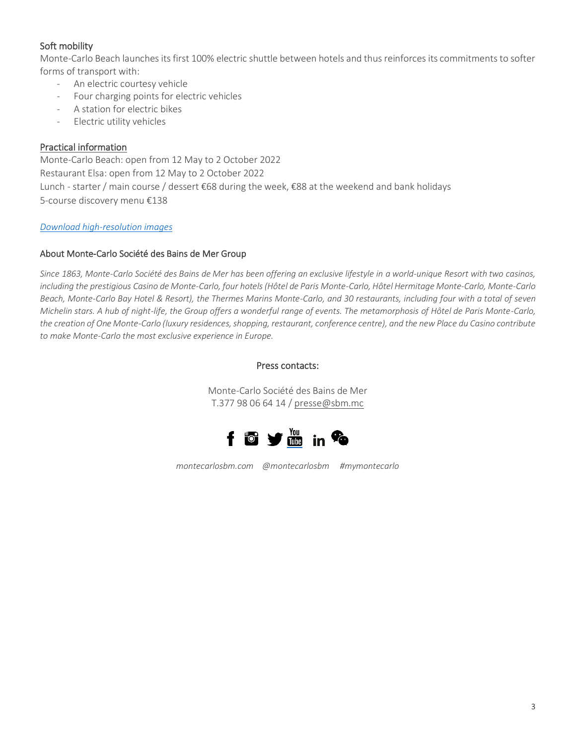## Soft mobility

Monte-Carlo Beach launches its first 100% electric shuttle between hotels and thus reinforces its commitments to softer forms of transport with:

- An electric courtesy vehicle
- Four charging points for electric vehicles
- A station for electric bikes
- Electric utility vehicles

## Practical information

Monte-Carlo Beach: open from 12 May to 2 October 2022
Restaurant Elsa: open from 12 May to 2 October 2022
Lunch - starter / main course / dessert €68 during the week, €88 at the weekend and bank holidays
5-course discovery menu €138

*Download high-resolution images*

## About Monte-Carlo Société des Bains de Mer Group

*Since 1863, Monte-Carlo Société des Bains de Mer has been offering an exclusive lifestyle in a world-unique Resort with two casinos, including the prestigious Casino de Monte-Carlo, four hotels (Hôtel de Paris Monte-Carlo, Hôtel Hermitage Monte-Carlo, Monte-Carlo Beach, Monte-Carlo Bay Hotel & Resort), the Thermes Marins Monte-Carlo, and 30 restaurants, including four with a total of seven Michelin stars. A hub of night-life, the Group offers a wonderful range of events. The metamorphosis of Hôtel de Paris Monte-Carlo, the creation of One Monte-Carlo (luxury residences, shopping, restaurant, conference centre), and the new Place du Casino contribute to make Monte-Carlo the most exclusive experience in Europe.*

Press contacts:

Monte-Carlo Société des Bains de Mer
T.377 98 06 64 14 / presse@sbm.mc

*montecarlosbm.com @montecarlosbm #mymontecarlo*